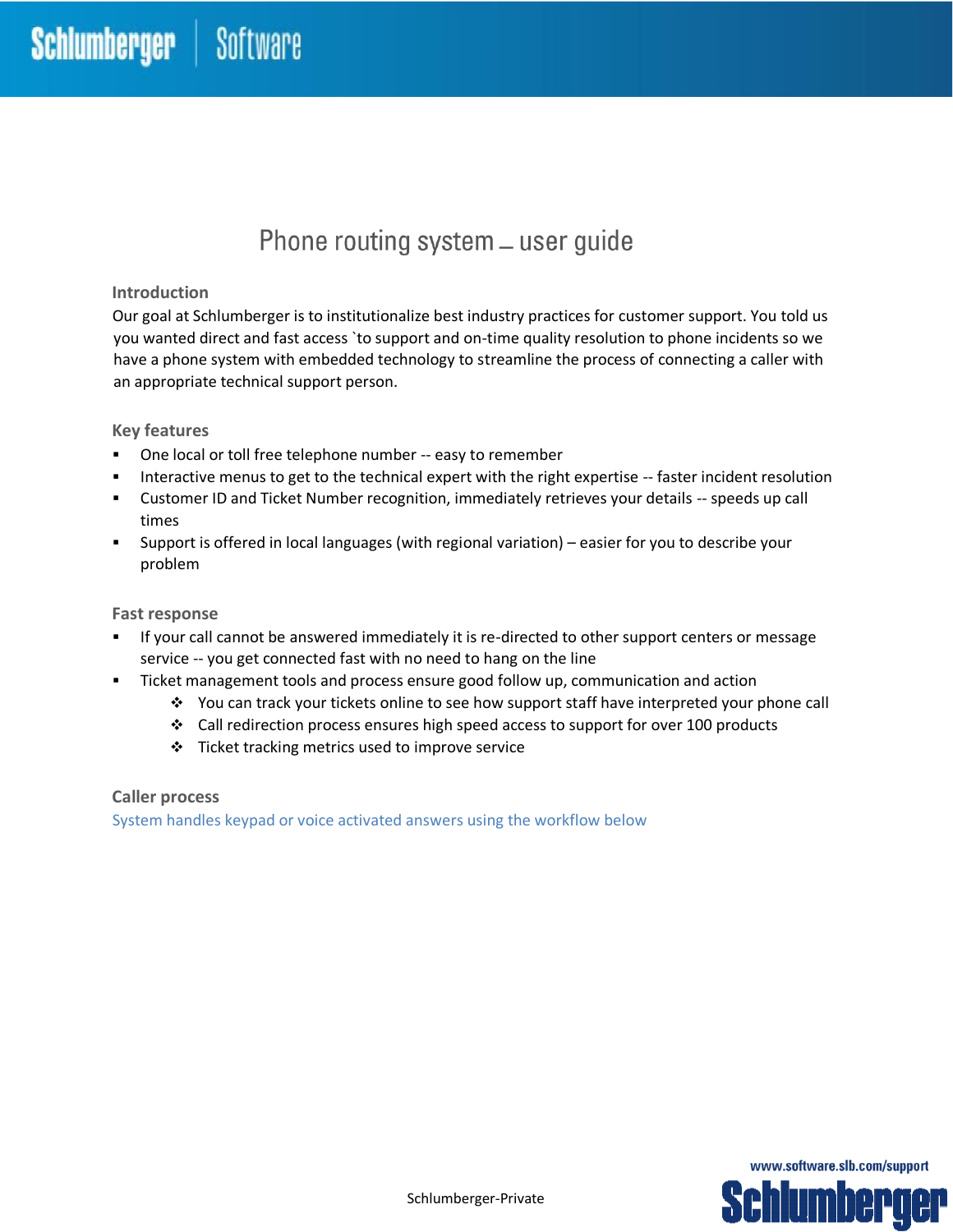# Phone routing system – user guide

## Introduction

Our goal at Schlumberger is to institutionalize best industry practices for customer support. You told us you wanted direct and fast access `to support and on-time quality resolution to phone incidents so we have a phone system with embedded technology to streamline the process of connecting a caller with an appropriate technical support person.

## Key features

- One local or toll free telephone number -- easy to remember
- Interactive menus to get to the technical expert with the right expertise -- faster incident resolution
- Customer ID and Ticket Number recognition, immediately retrieves your details -- speeds up call times
- Support is offered in local languages (with regional variation) – easier for you to describe your problem

## Fast response

- If your call cannot be answered immediately it is re-directed to other support centers or message service -- you get connected fast with no need to hang on the line
- Ticket management tools and process ensure good follow up, communication and action
  - You can track your tickets online to see how support staff have interpreted your phone call
  - Call redirection process ensures high speed access to support for over 100 products
  - Ticket tracking metrics used to improve service

## Caller process

System handles keypad or voice activated answers using the workflow below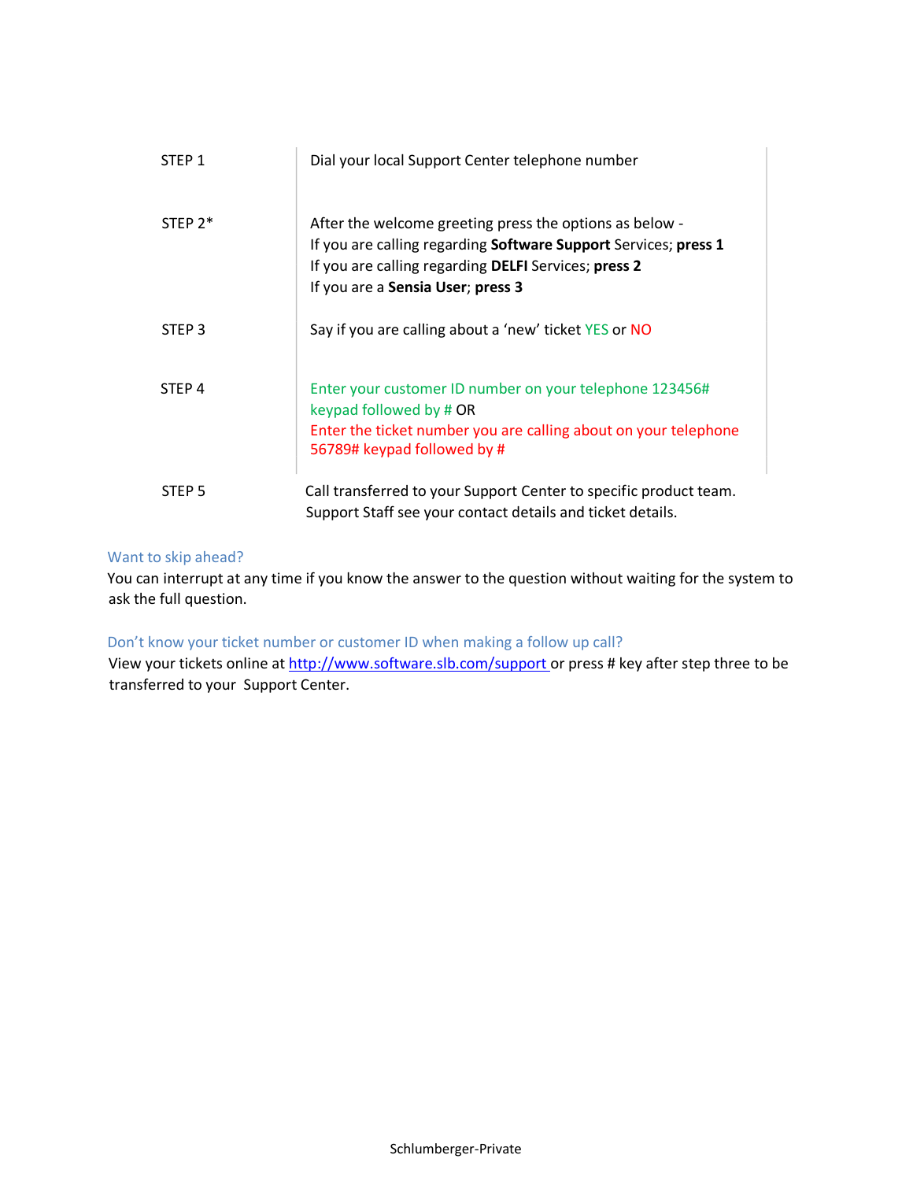| | |
|---|---|
| STEP 1 | Dial your local Support Center telephone number |
| STEP 2* | After the welcome greeting press the options as below -<br>If you are calling regarding **Software Support** Services; **press 1**<br>If you are calling regarding **DELFI** Services; **press 2**<br>If you are a **Sensia User**; **press 3** |
| STEP 3 | Say if you are calling about a 'new' ticket YES or NO |
| STEP 4 | Enter your customer ID number on your telephone 123456# keypad followed by # OR<br>Enter the ticket number you are calling about on your telephone 56789# keypad followed by # |
| STEP 5 | Call transferred to your Support Center to specific product team. Support Staff see your contact details and ticket details. |

### Want to skip ahead?

You can interrupt at any time if you know the answer to the question without waiting for the system to ask the full question.

### Don't know your ticket number or customer ID when making a follow up call?

View your tickets online at [http://www.software.slb.com/support](http://www.software.slb.com/support) or press # key after step three to be transferred to your Support Center.